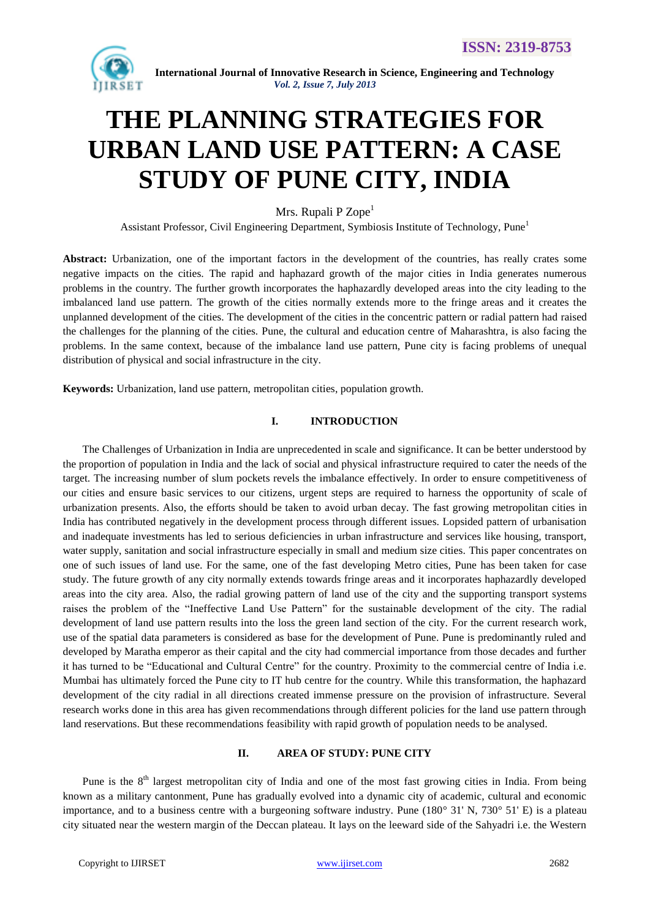# THE PLANNING STRATEGIES FOR URBAN LAND USE PATTERN: A CASE STUDY OF PUNE CITY, INDIA

Mrs. Rupali P Zope[1]

Assistant Professor, Civil Engineering Department, Symbiosis Institute of Technology, Pune[1]

**Abstract:** Urbanization, one of the important factors in the development of the countries, has really crates some negative impacts on the cities. The rapid and haphazard growth of the major cities in India generates numerous problems in the country. The further growth incorporates the haphazardly developed areas into the city leading to the imbalanced land use pattern. The growth of the cities normally extends more to the fringe areas and it creates the unplanned development of the cities. The development of the cities in the concentric pattern or radial pattern had raised the challenges for the planning of the cities. Pune, the cultural and education centre of Maharashtra, is also facing the problems. In the same context, because of the imbalance land use pattern, Pune city is facing problems of unequal distribution of physical and social infrastructure in the city.

**Keywords:** Urbanization, land use pattern, metropolitan cities, population growth.

## I. INTRODUCTION

The Challenges of Urbanization in India are unprecedented in scale and significance. It can be better understood by the proportion of population in India and the lack of social and physical infrastructure required to cater the needs of the target. The increasing number of slum pockets revels the imbalance effectively. In order to ensure competitiveness of our cities and ensure basic services to our citizens, urgent steps are required to harness the opportunity of scale of urbanization presents. Also, the efforts should be taken to avoid urban decay. The fast growing metropolitan cities in India has contributed negatively in the development process through different issues. Lopsided pattern of urbanisation and inadequate investments has led to serious deficiencies in urban infrastructure and services like housing, transport, water supply, sanitation and social infrastructure especially in small and medium size cities. This paper concentrates on one of such issues of land use. For the same, one of the fast developing Metro cities, Pune has been taken for case study. The future growth of any city normally extends towards fringe areas and it incorporates haphazardly developed areas into the city area. Also, the radial growing pattern of land use of the city and the supporting transport systems raises the problem of the "Ineffective Land Use Pattern" for the sustainable development of the city. The radial development of land use pattern results into the loss the green land section of the city. For the current research work, use of the spatial data parameters is considered as base for the development of Pune. Pune is predominantly ruled and developed by Maratha emperor as their capital and the city had commercial importance from those decades and further it has turned to be "Educational and Cultural Centre" for the country. Proximity to the commercial centre of India i.e. Mumbai has ultimately forced the Pune city to IT hub centre for the country. While this transformation, the haphazard development of the city radial in all directions created immense pressure on the provision of infrastructure. Several research works done in this area has given recommendations through different policies for the land use pattern through land reservations. But these recommendations feasibility with rapid growth of population needs to be analysed.

## II. AREA OF STUDY: PUNE CITY

Pune is the 8th largest metropolitan city of India and one of the most fast growing cities in India. From being known as a military cantonment, Pune has gradually evolved into a dynamic city of academic, cultural and economic importance, and to a business centre with a burgeoning software industry. Pune (180° 31' N, 730° 51' E) is a plateau city situated near the western margin of the Deccan plateau. It lays on the leeward side of the Sahyadri i.e. the Western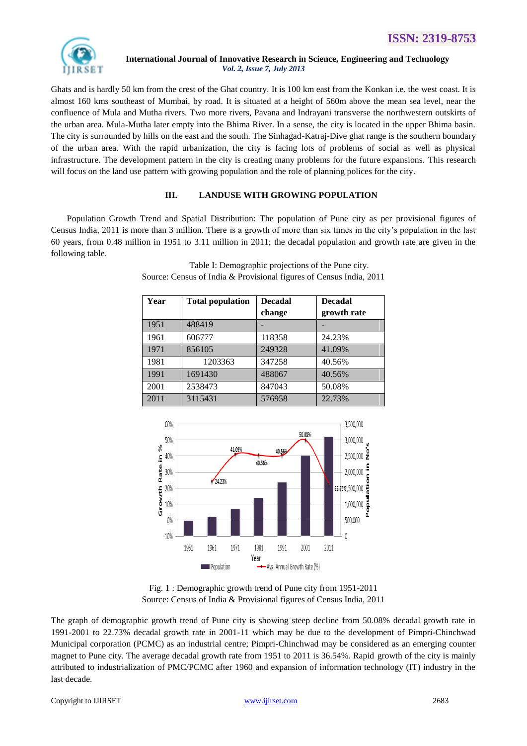Ghats and is hardly 50 km from the crest of the Ghat country. It is 100 km east from the Konkan i.e. the west coast. It is almost 160 kms southeast of Mumbai, by road. It is situated at a height of 560m above the mean sea level, near the confluence of Mula and Mutha rivers. Two more rivers, Pavana and Indrayani transverse the northwestern outskirts of the urban area. Mula-Mutha later empty into the Bhima River. In a sense, the city is located in the upper Bhima basin. The city is surrounded by hills on the east and the south. The Sinhagad-Katraj-Dive ghat range is the southern boundary of the urban area. With the rapid urbanization, the city is facing lots of problems of social as well as physical infrastructure. The development pattern in the city is creating many problems for the future expansions. This research will focus on the land use pattern with growing population and the role of planning polices for the city.

## III. LANDUSE WITH GROWING POPULATION

Population Growth Trend and Spatial Distribution: The population of Pune city as per provisional figures of Census India, 2011 is more than 3 million. There is a growth of more than six times in the city's population in the last 60 years, from 0.48 million in 1951 to 3.11 million in 2011; the decadal population and growth rate are given in the following table.

Table I: Demographic projections of the Pune city.
Source: Census of India & Provisional figures of Census India, 2011

| Year | Total population | Decadal change | Decadal growth rate |
|---|---|---|---|
| 1951 | 488419 | - | - |
| 1961 | 606777 | 118358 | 24.23% |
| 1971 | 856105 | 249328 | 41.09% |
| 1981 | 1203363 | 347258 | 40.56% |
| 1991 | 1691430 | 488067 | 40.56% |
| 2001 | 2538473 | 847043 | 50.08% |
| 2011 | 3115431 | 576958 | 22.73% |

Fig. 1 : Demographic growth trend of Pune city from 1951-2011
Source: Census of India & Provisional figures of Census India, 2011

The graph of demographic growth trend of Pune city is showing steep decline from 50.08% decadal growth rate in 1991-2001 to 22.73% decadal growth rate in 2001-11 which may be due to the development of Pimpri-Chinchwad Municipal corporation (PCMC) as an industrial centre; Pimpri-Chinchwad may be considered as an emerging counter magnet to Pune city. The average decadal growth rate from 1951 to 2011 is 36.54%. Rapid growth of the city is mainly attributed to industrialization of PMC/PCMC after 1960 and expansion of information technology (IT) industry in the last decade.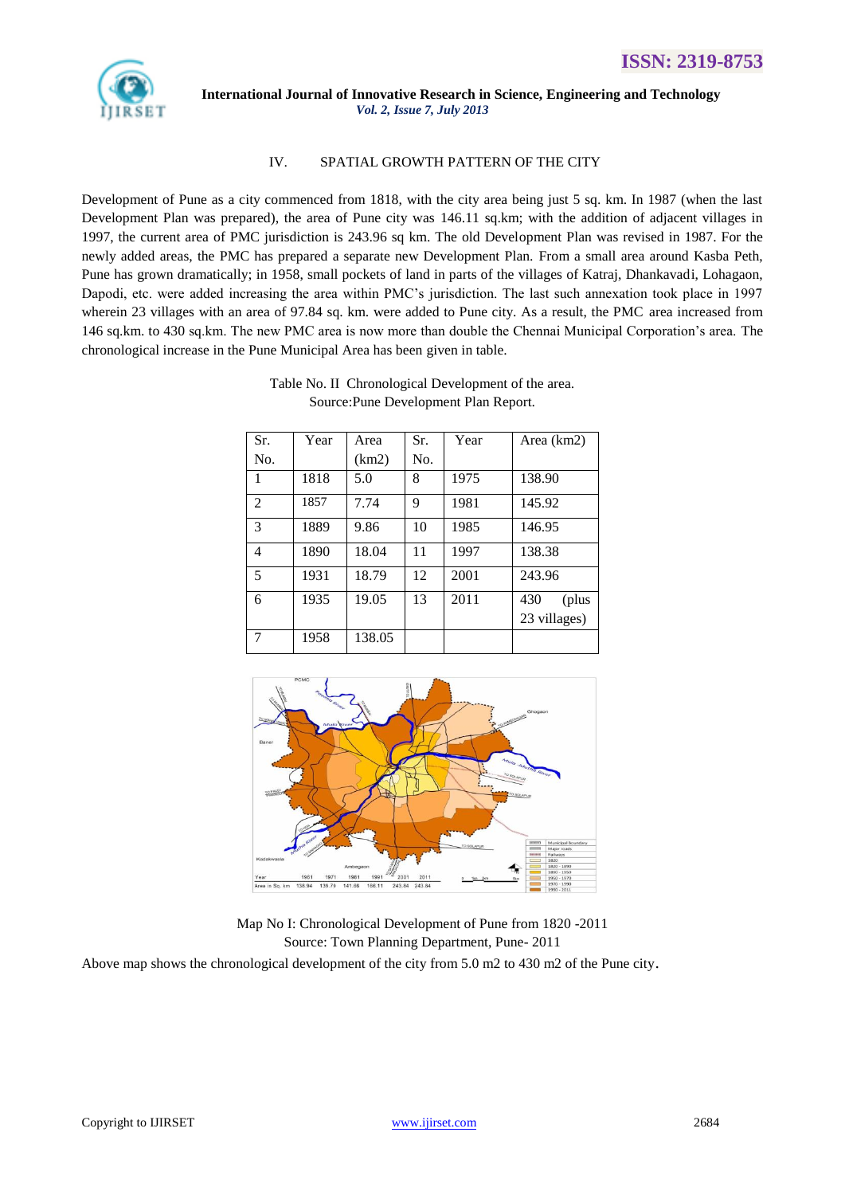## IV. SPATIAL GROWTH PATTERN OF THE CITY

Development of Pune as a city commenced from 1818, with the city area being just 5 sq. km. In 1987 (when the last Development Plan was prepared), the area of Pune city was 146.11 sq.km; with the addition of adjacent villages in 1997, the current area of PMC jurisdiction is 243.96 sq km. The old Development Plan was revised in 1987. For the newly added areas, the PMC has prepared a separate new Development Plan. From a small area around Kasba Peth, Pune has grown dramatically; in 1958, small pockets of land in parts of the villages of Katraj, Dhankavadi, Lohagaon, Dapodi, etc. were added increasing the area within PMC's jurisdiction. The last such annexation took place in 1997 wherein 23 villages with an area of 97.84 sq. km. were added to Pune city. As a result, the PMC area increased from 146 sq.km. to 430 sq.km. The new PMC area is now more than double the Chennai Municipal Corporation's area. The chronological increase in the Pune Municipal Area has been given in table.

Table No. II Chronological Development of the area.
Source:Pune Development Plan Report.

| Sr. No. | Year | Area (km2) | Sr. No. | Year | Area (km2) |
|---|---|---|---|---|---|
| 1 | 1818 | 5.0 | 8 | 1975 | 138.90 |
| 2 | 1857 | 7.74 | 9 | 1981 | 145.92 |
| 3 | 1889 | 9.86 | 10 | 1985 | 146.95 |
| 4 | 1890 | 18.04 | 11 | 1997 | 138.38 |
| 5 | 1931 | 18.79 | 12 | 2001 | 243.96 |
| 6 | 1935 | 19.05 | 13 | 2011 | 430 (plus 23 villages) |
| 7 | 1958 | 138.05 | | | |

Map No I: Chronological Development of Pune from 1820 -2011
Source: Town Planning Department, Pune- 2011

Above map shows the chronological development of the city from 5.0 m2 to 430 m2 of the Pune city.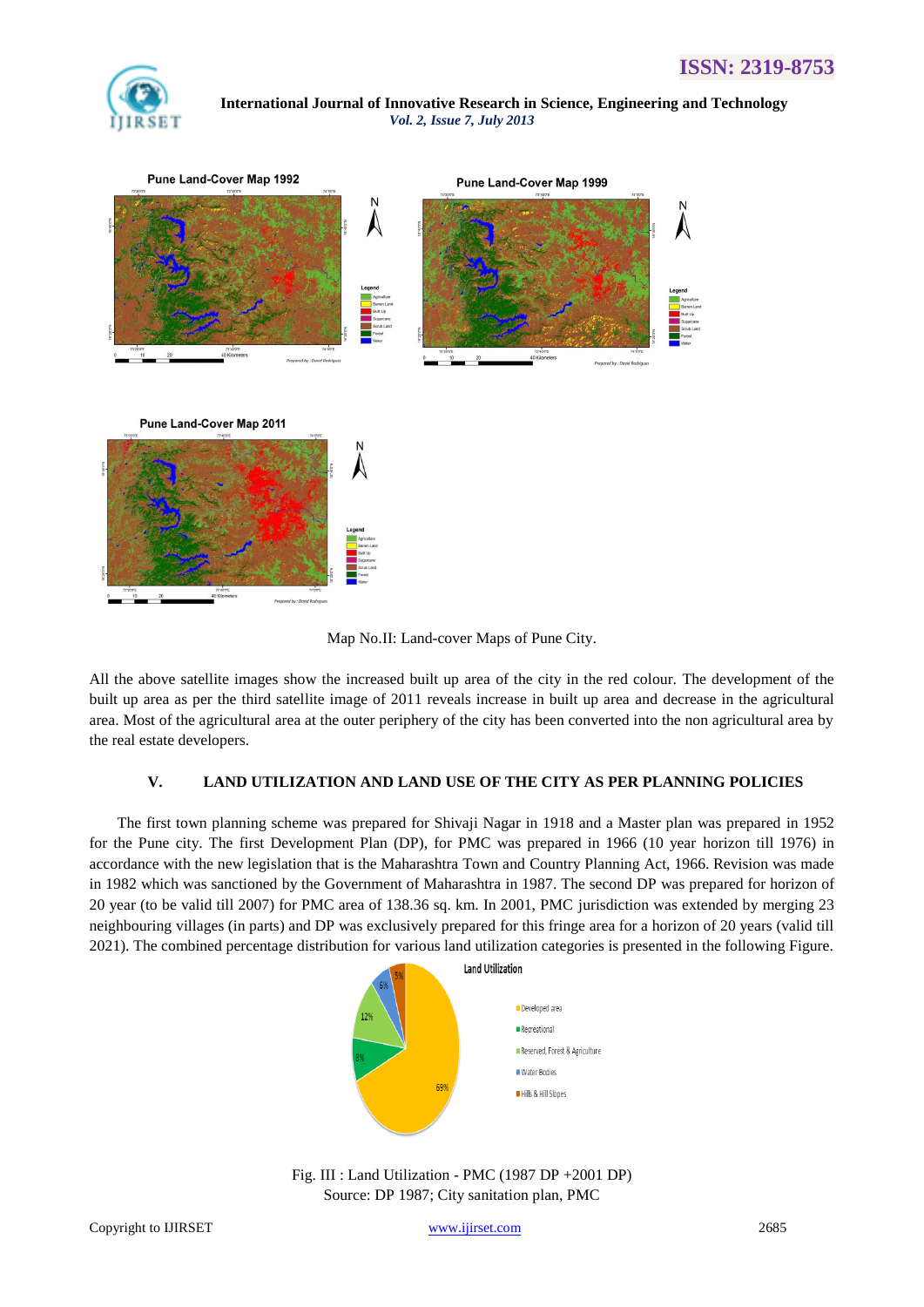Map No.II: Land-cover Maps of Pune City.

All the above satellite images show the increased built up area of the city in the red colour. The development of the built up area as per the third satellite image of 2011 reveals increase in built up area and decrease in the agricultural area. Most of the agricultural area at the outer periphery of the city has been converted into the non agricultural area by the real estate developers.

## V. LAND UTILIZATION AND LAND USE OF THE CITY AS PER PLANNING POLICIES

The first town planning scheme was prepared for Shivaji Nagar in 1918 and a Master plan was prepared in 1952 for the Pune city. The first Development Plan (DP), for PMC was prepared in 1966 (10 year horizon till 1976) in accordance with the new legislation that is the Maharashtra Town and Country Planning Act, 1966. Revision was made in 1982 which was sanctioned by the Government of Maharashtra in 1987. The second DP was prepared for horizon of 20 year (to be valid till 2007) for PMC area of 138.36 sq. km. In 2001, PMC jurisdiction was extended by merging 23 neighbouring villages (in parts) and DP was exclusively prepared for this fringe area for a horizon of 20 years (valid till 2021). The combined percentage distribution for various land utilization categories is presented in the following Figure.

Fig. III : Land Utilization - PMC (1987 DP +2001 DP)
Source: DP 1987; City sanitation plan, PMC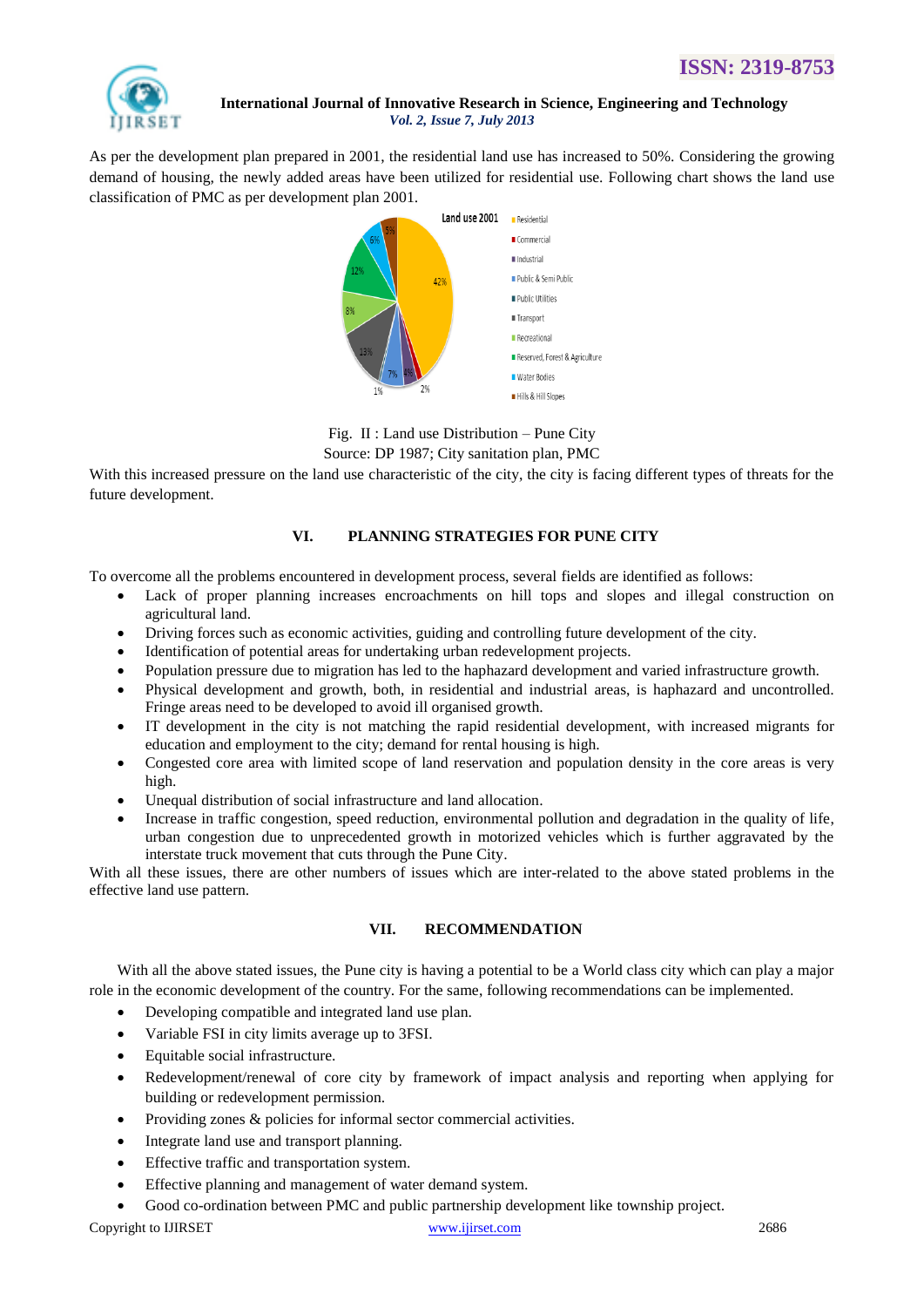As per the development plan prepared in 2001, the residential land use has increased to 50%. Considering the growing demand of housing, the newly added areas have been utilized for residential use. Following chart shows the land use classification of PMC as per development plan 2001.

Fig. II : Land use Distribution – Pune City
Source: DP 1987; City sanitation plan, PMC

With this increased pressure on the land use characteristic of the city, the city is facing different types of threats for the future development.

## VI. PLANNING STRATEGIES FOR PUNE CITY

To overcome all the problems encountered in development process, several fields are identified as follows:

- Lack of proper planning increases encroachments on hill tops and slopes and illegal construction on agricultural land.
- Driving forces such as economic activities, guiding and controlling future development of the city.
- Identification of potential areas for undertaking urban redevelopment projects.
- Population pressure due to migration has led to the haphazard development and varied infrastructure growth.
- Physical development and growth, both, in residential and industrial areas, is haphazard and uncontrolled. Fringe areas need to be developed to avoid ill organised growth.
- IT development in the city is not matching the rapid residential development, with increased migrants for education and employment to the city; demand for rental housing is high.
- Congested core area with limited scope of land reservation and population density in the core areas is very high.
- Unequal distribution of social infrastructure and land allocation.
- Increase in traffic congestion, speed reduction, environmental pollution and degradation in the quality of life, urban congestion due to unprecedented growth in motorized vehicles which is further aggravated by the interstate truck movement that cuts through the Pune City.

With all these issues, there are other numbers of issues which are inter-related to the above stated problems in the effective land use pattern.

## VII. RECOMMENDATION

With all the above stated issues, the Pune city is having a potential to be a World class city which can play a major role in the economic development of the country. For the same, following recommendations can be implemented.

- Developing compatible and integrated land use plan.
- Variable FSI in city limits average up to 3FSI.
- Equitable social infrastructure.
- Redevelopment/renewal of core city by framework of impact analysis and reporting when applying for building or redevelopment permission.
- Providing zones & policies for informal sector commercial activities.
- Integrate land use and transport planning.
- Effective traffic and transportation system.
- Effective planning and management of water demand system.
- Good co-ordination between PMC and public partnership development like township project.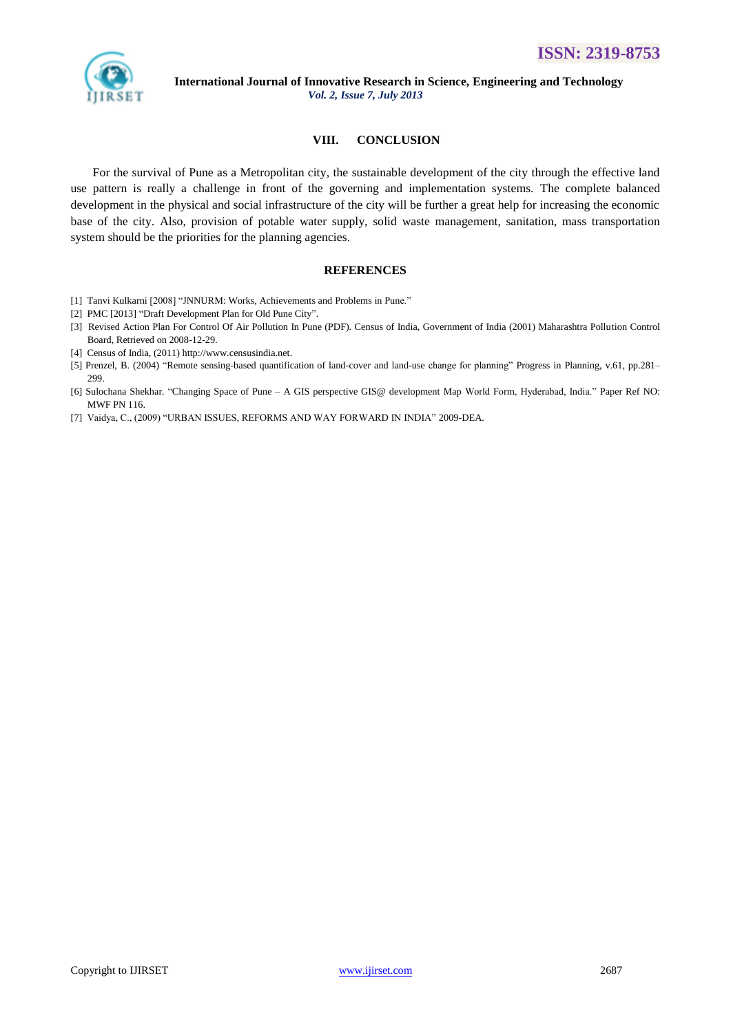## VIII. CONCLUSION

For the survival of Pune as a Metropolitan city, the sustainable development of the city through the effective land use pattern is really a challenge in front of the governing and implementation systems. The complete balanced development in the physical and social infrastructure of the city will be further a great help for increasing the economic base of the city. Also, provision of potable water supply, solid waste management, sanitation, mass transportation system should be the priorities for the planning agencies.

## REFERENCES

[1] Tanvi Kulkarni [2008] "JNNURM: Works, Achievements and Problems in Pune."

[2] PMC [2013] "Draft Development Plan for Old Pune City".

[3] Revised Action Plan For Control Of Air Pollution In Pune (PDF). Census of India, Government of India (2001) Maharashtra Pollution Control Board, Retrieved on 2008-12-29.

[4] Census of India, (2011) http://www.censusindia.net.

[5] Prenzel, B. (2004) "Remote sensing-based quantification of land-cover and land-use change for planning" Progress in Planning, v.61, pp.281–299.

[6] Sulochana Shekhar. "Changing Space of Pune – A GIS perspective GIS@ development Map World Form, Hyderabad, India." Paper Ref NO: MWF PN 116.

[7] Vaidya, C., (2009) "URBAN ISSUES, REFORMS AND WAY FORWARD IN INDIA" 2009-DEA.